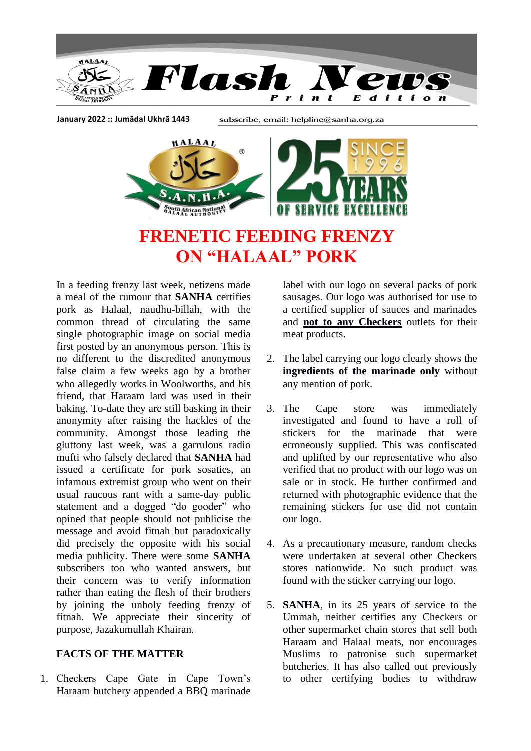# Flash News

**Print Edition**

**January 2022 :: Jumādal Ukhrā 1443**

subscribe, email: helpline@sanha.org.za

HALAAL S.A.N.H.A. South African National Halaal Authority

25 YEARS SINCE 1996 OF SERVICE EXCELLENCE

# FRENETIC FEEDING FRENZY ON "HALAAL" PORK

In a feeding frenzy last week, netizens made a meal of the rumour that **SANHA** certifies pork as Halaal, naudhu-billah, with the common thread of circulating the same single photographic image on social media first posted by an anonymous person. This is no different to the discredited anonymous false claim a few weeks ago by a brother who allegedly works in Woolworths, and his friend, that Haraam lard was used in their baking. To-date they are still basking in their anonymity after raising the hackles of the community. Amongst those leading the gluttony last week, was a garrulous radio mufti who falsely declared that **SANHA** had issued a certificate for pork sosaties, an infamous extremist group who went on their usual raucous rant with a same-day public statement and a dogged "do gooder" who opined that people should not publicise the message and avoid fitnah but paradoxically did precisely the opposite with his social media publicity. There were some **SANHA** subscribers too who wanted answers, but their concern was to verify information rather than eating the flesh of their brothers by joining the unholy feeding frenzy of fitnah. We appreciate their sincerity of purpose, Jazakumullah Khairan.

**FACTS OF THE MATTER**

1. Checkers Cape Gate in Cape Town's Haraam butchery appended a BBQ marinade label with our logo on several packs of pork sausages. Our logo was authorised for use to a certified supplier of sauces and marinades and **not to any Checkers** outlets for their meat products.

2. The label carrying our logo clearly shows the **ingredients of the marinade only** without any mention of pork.

3. The Cape store was immediately investigated and found to have a roll of stickers for the marinade that were erroneously supplied. This was confiscated and uplifted by our representative who also verified that no product with our logo was on sale or in stock. He further confirmed and returned with photographic evidence that the remaining stickers for use did not contain our logo.

4. As a precautionary measure, random checks were undertaken at several other Checkers stores nationwide. No such product was found with the sticker carrying our logo.

5. **SANHA**, in its 25 years of service to the Ummah, neither certifies any Checkers or other supermarket chain stores that sell both Haraam and Halaal meats, nor encourages Muslims to patronise such supermarket butcheries. It has also called out previously to other certifying bodies to withdraw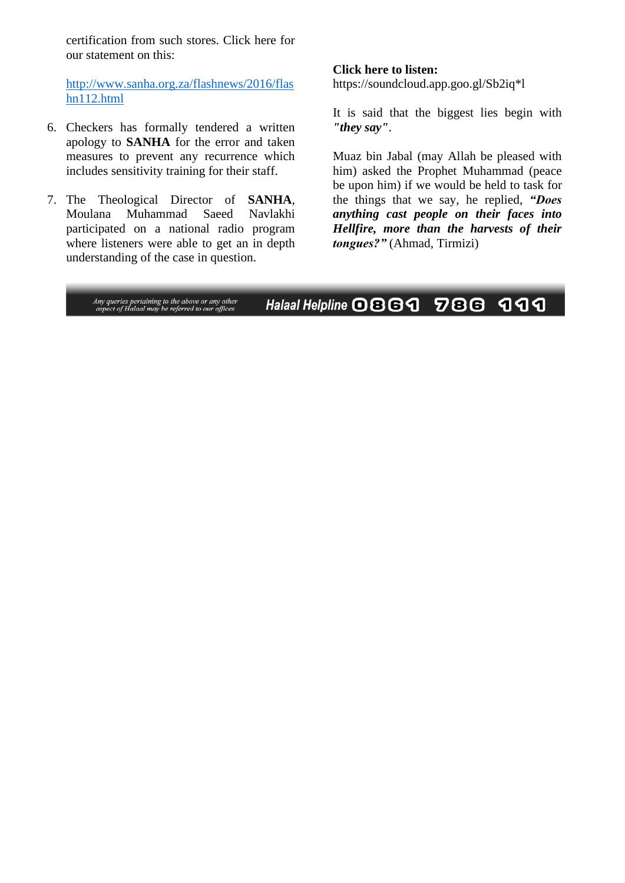certification from such stores. Click here for our statement on this:

http://www.sanha.org.za/flashnews/2016/flashn112.html

6. Checkers has formally tendered a written apology to **SANHA** for the error and taken measures to prevent any recurrence which includes sensitivity training for their staff.

7. The Theological Director of **SANHA**, Moulana Muhammad Saeed Navlakhi participated on a national radio program where listeners were able to get an in depth understanding of the case in question.

**Click here to listen:**
https://soundcloud.app.goo.gl/Sb2iq*l

It is said that the biggest lies begin with ***"they say"***.

Muaz bin Jabal (may Allah be pleased with him) asked the Prophet Muhammad (peace be upon him) if we would be held to task for the things that we say, he replied, ***"Does anything cast people on their faces into Hellfire, more than the harvests of their tongues?"*** (Ahmad, Tirmizi)

*Any queries pertaining to the above or any other aspect of Halaal may be referred to our offices*

**Halaal Helpline 0861 786 111**